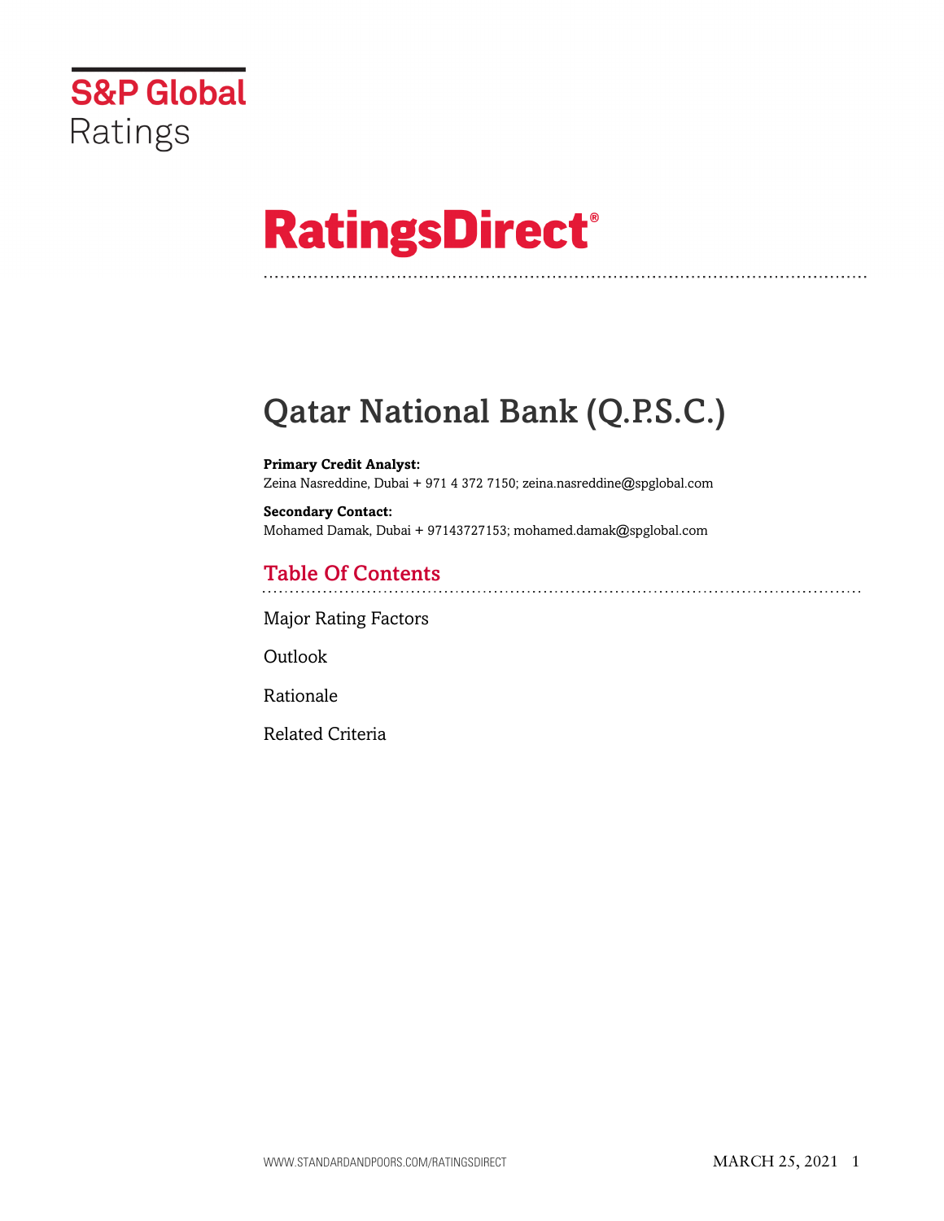S&P Global Ratings

# RatingsDirect®

# Qatar National Bank (Q.P.S.C.)

**Primary Credit Analyst:**
Zeina Nasreddine, Dubai + 971 4 372 7150; zeina.nasreddine@spglobal.com

**Secondary Contact:**
Mohamed Damak, Dubai + 97143727153; mohamed.damak@spglobal.com

## Table Of Contents

Major Rating Factors

Outlook

Rationale

Related Criteria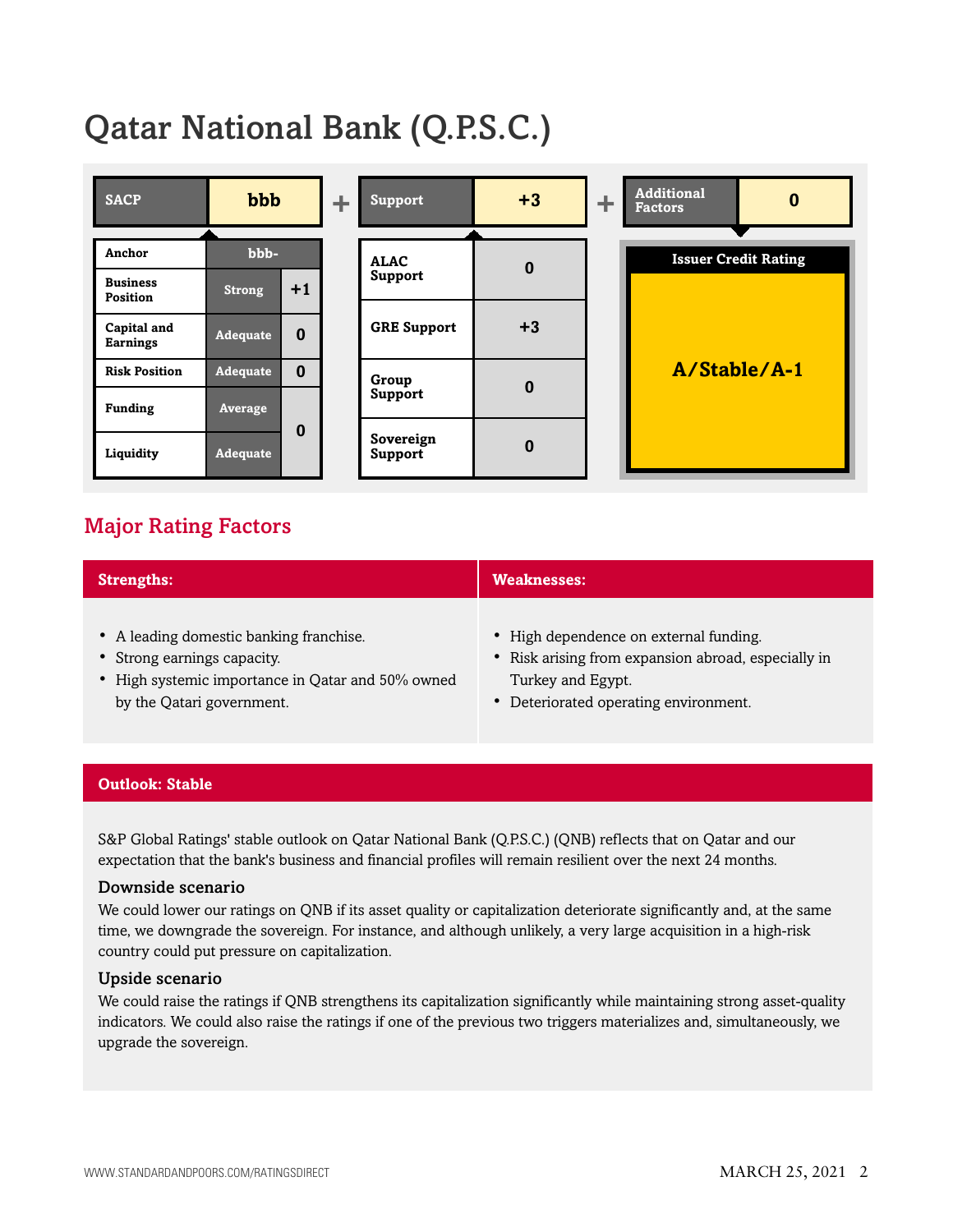# Qatar National Bank (Q.P.S.C.)

| SACP | bbb | | + | Support | +3 | + | Additional Factors | 0 |
|---|---|---|---|---|---|---|---|---|
| Anchor | bbb- | | | ALAC Support | 0 | | Issuer Credit Rating | |
| Business Position | Strong | +1 | | GRE Support | +3 | | A/Stable/A-1 | |
| Capital and Earnings | Adequate | 0 | | Group Support | 0 | | | |
| Risk Position | Adequate | 0 | | Sovereign Support | 0 | | | |
| Funding | Average | 0 | | | | | | |
| Liquidity | Adequate | | | | | | | |

## Major Rating Factors

| Strengths: | Weaknesses: |
|---|---|
| • A leading domestic banking franchise.<br>• Strong earnings capacity.<br>• High systemic importance in Qatar and 50% owned by the Qatari government. | • High dependence on external funding.<br>• Risk arising from expansion abroad, especially in Turkey and Egypt.<br>• Deteriorated operating environment. |

## Outlook: Stable

S&P Global Ratings' stable outlook on Qatar National Bank (Q.P.S.C.) (QNB) reflects that on Qatar and our expectation that the bank's business and financial profiles will remain resilient over the next 24 months.

### Downside scenario

We could lower our ratings on QNB if its asset quality or capitalization deteriorate significantly and, at the same time, we downgrade the sovereign. For instance, and although unlikely, a very large acquisition in a high-risk country could put pressure on capitalization.

### Upside scenario

We could raise the ratings if QNB strengthens its capitalization significantly while maintaining strong asset-quality indicators. We could also raise the ratings if one of the previous two triggers materializes and, simultaneously, we upgrade the sovereign.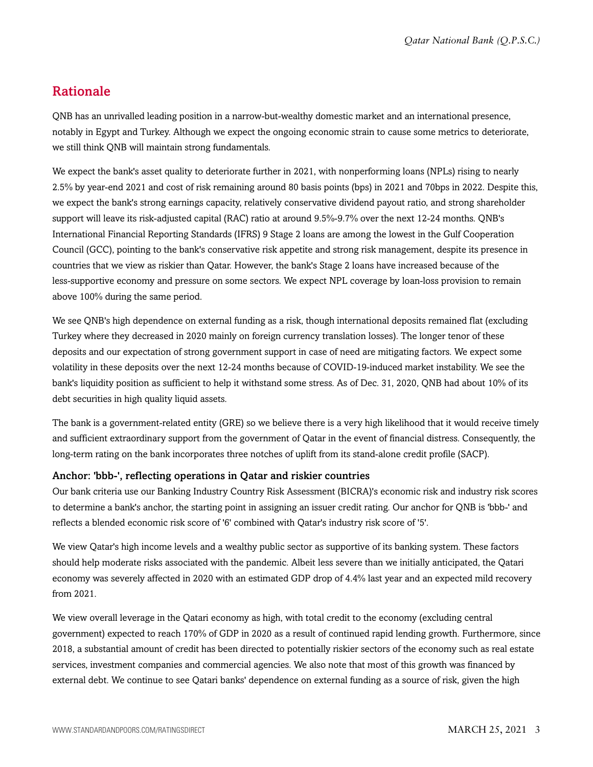## Rationale

QNB has an unrivalled leading position in a narrow-but-wealthy domestic market and an international presence, notably in Egypt and Turkey. Although we expect the ongoing economic strain to cause some metrics to deteriorate, we still think QNB will maintain strong fundamentals.

We expect the bank's asset quality to deteriorate further in 2021, with nonperforming loans (NPLs) rising to nearly 2.5% by year-end 2021 and cost of risk remaining around 80 basis points (bps) in 2021 and 70bps in 2022. Despite this, we expect the bank's strong earnings capacity, relatively conservative dividend payout ratio, and strong shareholder support will leave its risk-adjusted capital (RAC) ratio at around 9.5%-9.7% over the next 12-24 months. QNB's International Financial Reporting Standards (IFRS) 9 Stage 2 loans are among the lowest in the Gulf Cooperation Council (GCC), pointing to the bank's conservative risk appetite and strong risk management, despite its presence in countries that we view as riskier than Qatar. However, the bank's Stage 2 loans have increased because of the less-supportive economy and pressure on some sectors. We expect NPL coverage by loan-loss provision to remain above 100% during the same period.

We see QNB's high dependence on external funding as a risk, though international deposits remained flat (excluding Turkey where they decreased in 2020 mainly on foreign currency translation losses). The longer tenor of these deposits and our expectation of strong government support in case of need are mitigating factors. We expect some volatility in these deposits over the next 12-24 months because of COVID-19-induced market instability. We see the bank's liquidity position as sufficient to help it withstand some stress. As of Dec. 31, 2020, QNB had about 10% of its debt securities in high quality liquid assets.

The bank is a government-related entity (GRE) so we believe there is a very high likelihood that it would receive timely and sufficient extraordinary support from the government of Qatar in the event of financial distress. Consequently, the long-term rating on the bank incorporates three notches of uplift from its stand-alone credit profile (SACP).

### Anchor: 'bbb-', reflecting operations in Qatar and riskier countries

Our bank criteria use our Banking Industry Country Risk Assessment (BICRA)'s economic risk and industry risk scores to determine a bank's anchor, the starting point in assigning an issuer credit rating. Our anchor for QNB is 'bbb-' and reflects a blended economic risk score of '6' combined with Qatar's industry risk score of '5'.

We view Qatar's high income levels and a wealthy public sector as supportive of its banking system. These factors should help moderate risks associated with the pandemic. Albeit less severe than we initially anticipated, the Qatari economy was severely affected in 2020 with an estimated GDP drop of 4.4% last year and an expected mild recovery from 2021.

We view overall leverage in the Qatari economy as high, with total credit to the economy (excluding central government) expected to reach 170% of GDP in 2020 as a result of continued rapid lending growth. Furthermore, since 2018, a substantial amount of credit has been directed to potentially riskier sectors of the economy such as real estate services, investment companies and commercial agencies. We also note that most of this growth was financed by external debt. We continue to see Qatari banks' dependence on external funding as a source of risk, given the high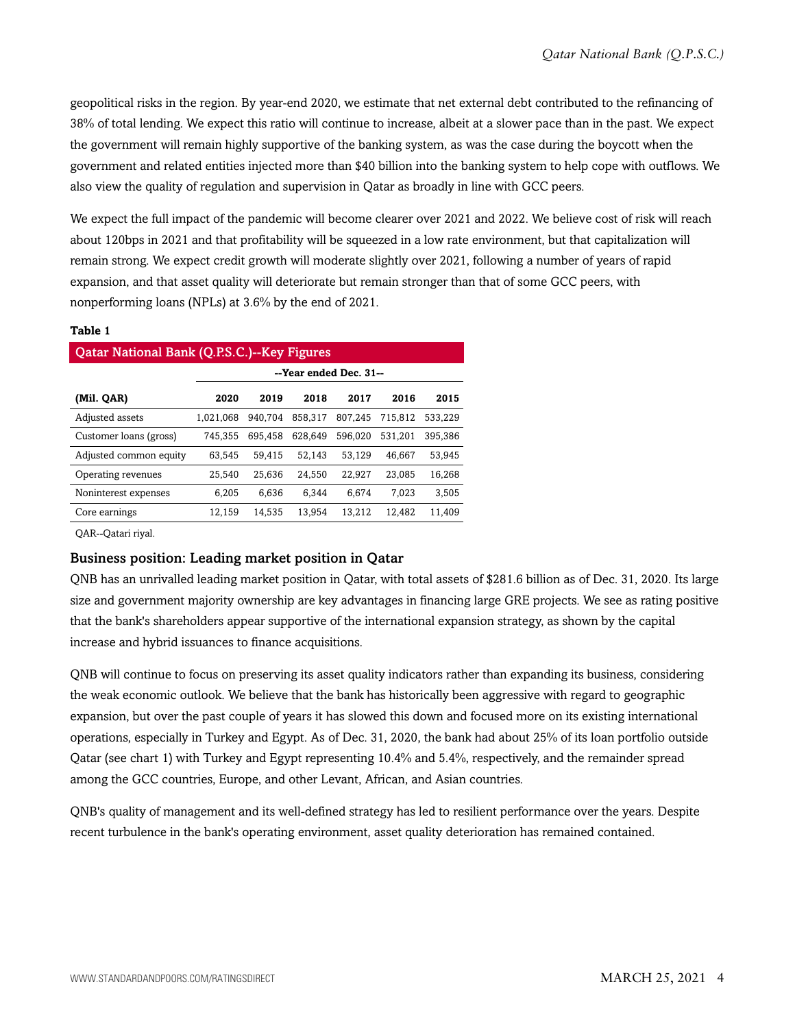geopolitical risks in the region. By year-end 2020, we estimate that net external debt contributed to the refinancing of 38% of total lending. We expect this ratio will continue to increase, albeit at a slower pace than in the past. We expect the government will remain highly supportive of the banking system, as was the case during the boycott when the government and related entities injected more than $40 billion into the banking system to help cope with outflows. We also view the quality of regulation and supervision in Qatar as broadly in line with GCC peers.

We expect the full impact of the pandemic will become clearer over 2021 and 2022. We believe cost of risk will reach about 120bps in 2021 and that profitability will be squeezed in a low rate environment, but that capitalization will remain strong. We expect credit growth will moderate slightly over 2021, following a number of years of rapid expansion, and that asset quality will deteriorate but remain stronger than that of some GCC peers, with nonperforming loans (NPLs) at 3.6% by the end of 2021.

**Table 1**

**Qatar National Bank (Q.P.S.C.)--Key Figures**

| | --Year ended Dec. 31-- | | | | | |
|---|---|---|---|---|---|---|
| **(Mil. QAR)** | **2020** | **2019** | **2018** | **2017** | **2016** | **2015** |
| Adjusted assets | 1,021,068 | 940,704 | 858,317 | 807,245 | 715,812 | 533,229 |
| Customer loans (gross) | 745,355 | 695,458 | 628,649 | 596,020 | 531,201 | 395,386 |
| Adjusted common equity | 63,545 | 59,415 | 52,143 | 53,129 | 46,667 | 53,945 |
| Operating revenues | 25,540 | 25,636 | 24,550 | 22,927 | 23,085 | 16,268 |
| Noninterest expenses | 6,205 | 6,636 | 6,344 | 6,674 | 7,023 | 3,505 |
| Core earnings | 12,159 | 14,535 | 13,954 | 13,212 | 12,482 | 11,409 |

QAR--Qatari riyal.

## Business position: Leading market position in Qatar

QNB has an unrivalled leading market position in Qatar, with total assets of $281.6 billion as of Dec. 31, 2020. Its large size and government majority ownership are key advantages in financing large GRE projects. We see as rating positive that the bank's shareholders appear supportive of the international expansion strategy, as shown by the capital increase and hybrid issuances to finance acquisitions.

QNB will continue to focus on preserving its asset quality indicators rather than expanding its business, considering the weak economic outlook. We believe that the bank has historically been aggressive with regard to geographic expansion, but over the past couple of years it has slowed this down and focused more on its existing international operations, especially in Turkey and Egypt. As of Dec. 31, 2020, the bank had about 25% of its loan portfolio outside Qatar (see chart 1) with Turkey and Egypt representing 10.4% and 5.4%, respectively, and the remainder spread among the GCC countries, Europe, and other Levant, African, and Asian countries.

QNB's quality of management and its well-defined strategy has led to resilient performance over the years. Despite recent turbulence in the bank's operating environment, asset quality deterioration has remained contained.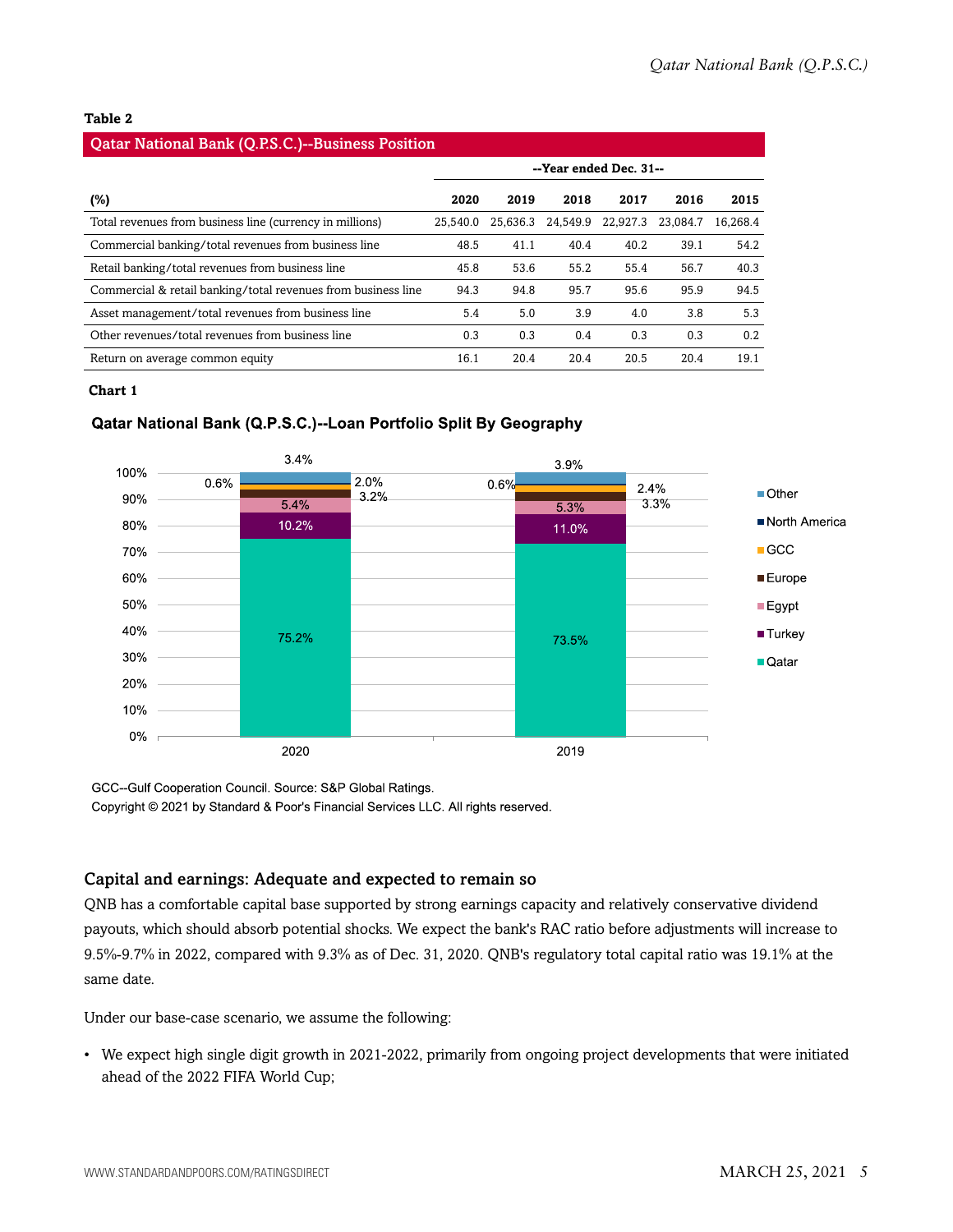**Table 2**

| Qatar National Bank (Q.P.S.C.)--Business Position | | | | | | |
|---|---|---|---|---|---|---|
| | --Year ended Dec. 31-- | | | | | |
| (%) | 2020 | 2019 | 2018 | 2017 | 2016 | 2015 |
| Total revenues from business line (currency in millions) | 25,540.0 | 25,636.3 | 24,549.9 | 22,927.3 | 23,084.7 | 16,268.4 |
| Commercial banking/total revenues from business line | 48.5 | 41.1 | 40.4 | 40.2 | 39.1 | 54.2 |
| Retail banking/total revenues from business line | 45.8 | 53.6 | 55.2 | 55.4 | 56.7 | 40.3 |
| Commercial & retail banking/total revenues from business line | 94.3 | 94.8 | 95.7 | 95.6 | 95.9 | 94.5 |
| Asset management/total revenues from business line | 5.4 | 5.0 | 3.9 | 4.0 | 3.8 | 5.3 |
| Other revenues/total revenues from business line | 0.3 | 0.3 | 0.4 | 0.3 | 0.3 | 0.2 |
| Return on average common equity | 16.1 | 20.4 | 20.4 | 20.5 | 20.4 | 19.1 |

**Chart 1**

**Qatar National Bank (Q.P.S.C.)--Loan Portfolio Split By Geography**

| | 2020 | 2019 |
|---|---|---|
| Qatar | 75.2% | 73.5% |
| Turkey | 10.2% | 11.0% |
| Egypt | 5.4% | 5.3% |
| Europe | 3.2% | 3.3% |
| GCC | 2.0% | 2.4% |
| North America | 0.6% | 0.6% |
| Other | 3.4% | 3.9% |

GCC--Gulf Cooperation Council. Source: S&P Global Ratings.

Copyright © 2021 by Standard & Poor's Financial Services LLC. All rights reserved.

## Capital and earnings: Adequate and expected to remain so

QNB has a comfortable capital base supported by strong earnings capacity and relatively conservative dividend payouts, which should absorb potential shocks. We expect the bank's RAC ratio before adjustments will increase to 9.5%-9.7% in 2022, compared with 9.3% as of Dec. 31, 2020. QNB's regulatory total capital ratio was 19.1% at the same date.

Under our base-case scenario, we assume the following:

- We expect high single digit growth in 2021-2022, primarily from ongoing project developments that were initiated ahead of the 2022 FIFA World Cup;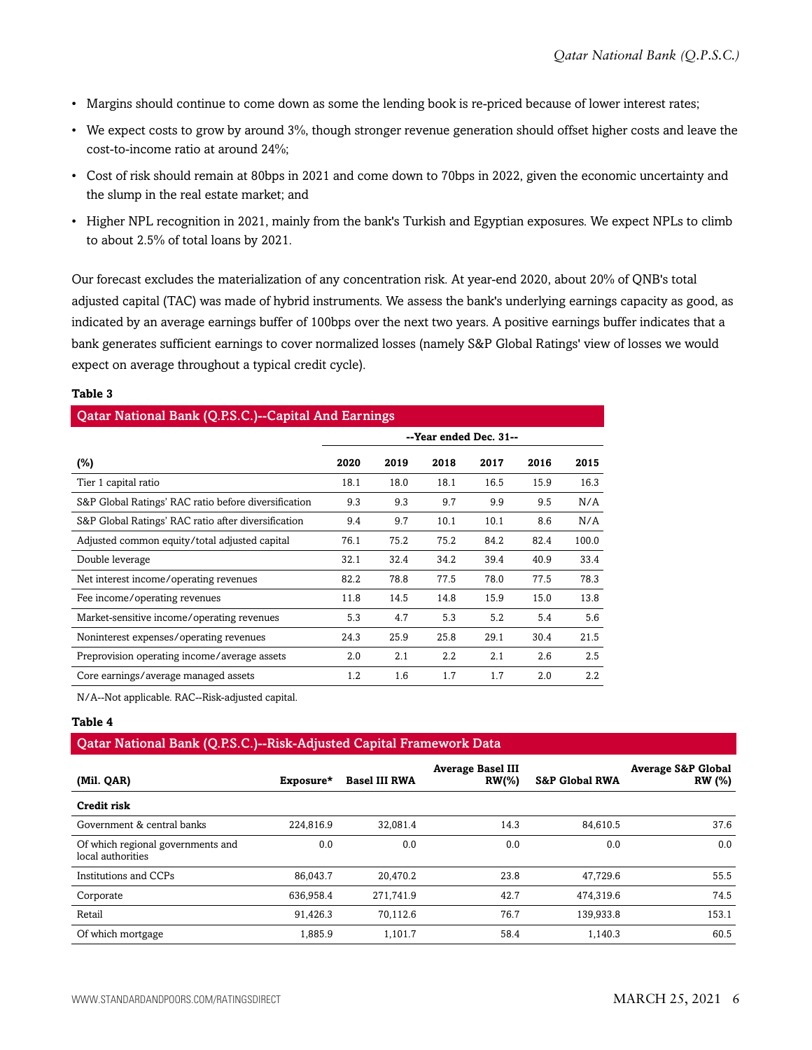- Margins should continue to come down as some the lending book is re-priced because of lower interest rates;
- We expect costs to grow by around 3%, though stronger revenue generation should offset higher costs and leave the cost-to-income ratio at around 24%;
- Cost of risk should remain at 80bps in 2021 and come down to 70bps in 2022, given the economic uncertainty and the slump in the real estate market; and
- Higher NPL recognition in 2021, mainly from the bank's Turkish and Egyptian exposures. We expect NPLs to climb to about 2.5% of total loans by 2021.

Our forecast excludes the materialization of any concentration risk. At year-end 2020, about 20% of QNB's total adjusted capital (TAC) was made of hybrid instruments. We assess the bank's underlying earnings capacity as good, as indicated by an average earnings buffer of 100bps over the next two years. A positive earnings buffer indicates that a bank generates sufficient earnings to cover normalized losses (namely S&P Global Ratings' view of losses we would expect on average throughout a typical credit cycle).

**Table 3**

**Qatar National Bank (Q.P.S.C.)--Capital And Earnings**

| | --Year ended Dec. 31-- | | | | | |
|---|---|---|---|---|---|---|
| **(%)** | **2020** | **2019** | **2018** | **2017** | **2016** | **2015** |
| Tier 1 capital ratio | 18.1 | 18.0 | 18.1 | 16.5 | 15.9 | 16.3 |
| S&P Global Ratings' RAC ratio before diversification | 9.3 | 9.3 | 9.7 | 9.9 | 9.5 | N/A |
| S&P Global Ratings' RAC ratio after diversification | 9.4 | 9.7 | 10.1 | 10.1 | 8.6 | N/A |
| Adjusted common equity/total adjusted capital | 76.1 | 75.2 | 75.2 | 84.2 | 82.4 | 100.0 |
| Double leverage | 32.1 | 32.4 | 34.2 | 39.4 | 40.9 | 33.4 |
| Net interest income/operating revenues | 82.2 | 78.8 | 77.5 | 78.0 | 77.5 | 78.3 |
| Fee income/operating revenues | 11.8 | 14.5 | 14.8 | 15.9 | 15.0 | 13.8 |
| Market-sensitive income/operating revenues | 5.3 | 4.7 | 5.3 | 5.2 | 5.4 | 5.6 |
| Noninterest expenses/operating revenues | 24.3 | 25.9 | 25.8 | 29.1 | 30.4 | 21.5 |
| Preprovision operating income/average assets | 2.0 | 2.1 | 2.2 | 2.1 | 2.6 | 2.5 |
| Core earnings/average managed assets | 1.2 | 1.6 | 1.7 | 1.7 | 2.0 | 2.2 |

N/A--Not applicable. RAC--Risk-adjusted capital.

**Table 4**

**Qatar National Bank (Q.P.S.C.)--Risk-Adjusted Capital Framework Data**

| (Mil. QAR) | Exposure* | Basel III RWA | Average Basel III RW(%) | S&P Global RWA | Average S&P Global RW (%) |
|---|---|---|---|---|---|
| **Credit risk** | | | | | |
| Government & central banks | 224,816.9 | 32,081.4 | 14.3 | 84,610.5 | 37.6 |
| Of which regional governments and local authorities | 0.0 | 0.0 | 0.0 | 0.0 | 0.0 |
| Institutions and CCPs | 86,043.7 | 20,470.2 | 23.8 | 47,729.6 | 55.5 |
| Corporate | 636,958.4 | 271,741.9 | 42.7 | 474,319.6 | 74.5 |
| Retail | 91,426.3 | 70,112.6 | 76.7 | 139,933.8 | 153.1 |
| Of which mortgage | 1,885.9 | 1,101.7 | 58.4 | 1,140.3 | 60.5 |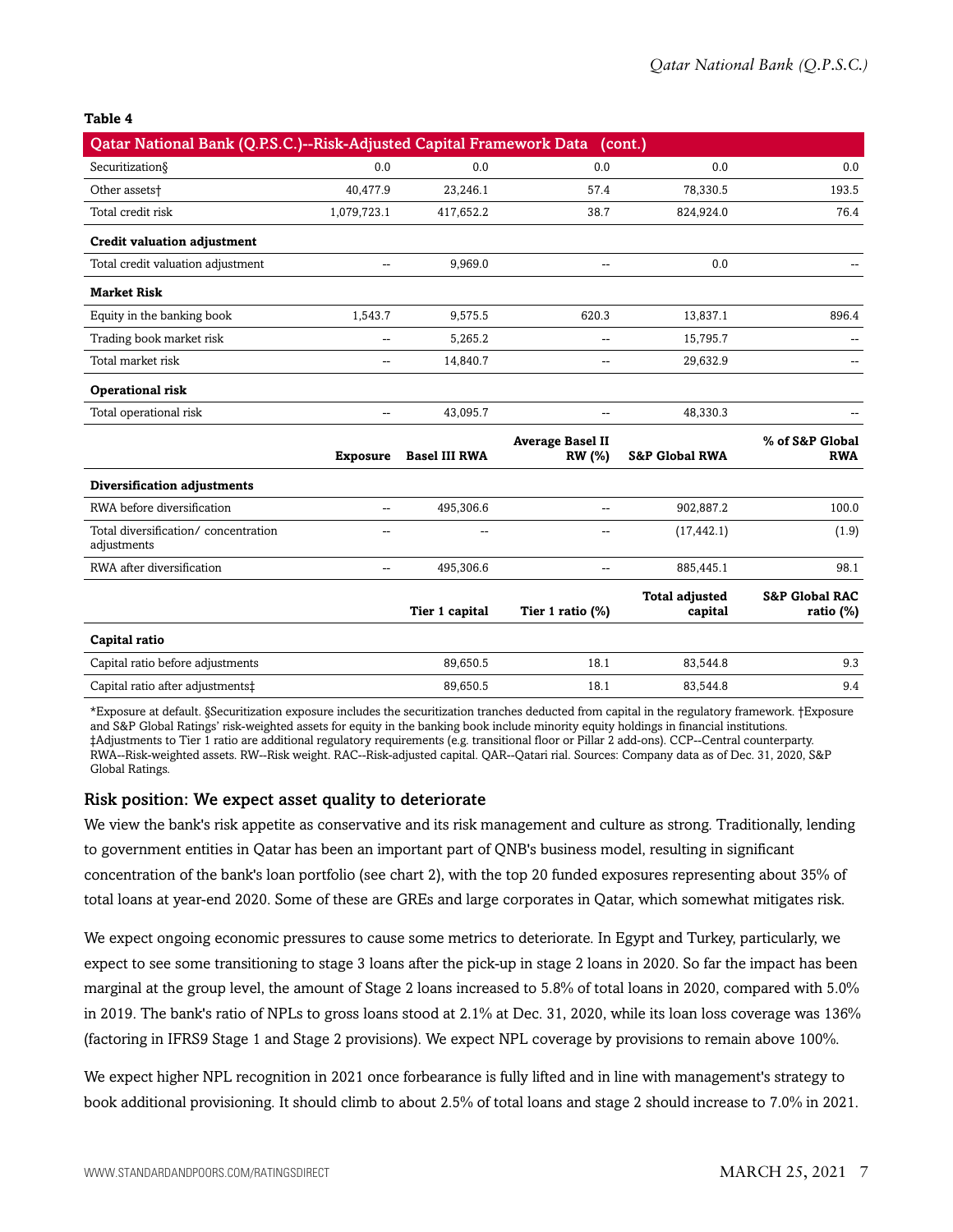**Table 4**

| Qatar National Bank (Q.P.S.C.)--Risk-Adjusted Capital Framework Data (cont.) | | | | | |
|---|---|---|---|---|---|
| Securitization§ | 0.0 | 0.0 | 0.0 | 0.0 | 0.0 |
| Other assets† | 40,477.9 | 23,246.1 | 57.4 | 78,330.5 | 193.5 |
| Total credit risk | 1,079,723.1 | 417,652.2 | 38.7 | 824,924.0 | 76.4 |
| **Credit valuation adjustment** | | | | | |
| Total credit valuation adjustment | -- | 9,969.0 | -- | 0.0 | -- |
| **Market Risk** | | | | | |
| Equity in the banking book | 1,543.7 | 9,575.5 | 620.3 | 13,837.1 | 896.4 |
| Trading book market risk | -- | 5,265.2 | -- | 15,795.7 | -- |
| Total market risk | -- | 14,840.7 | -- | 29,632.9 | -- |
| **Operational risk** | | | | | |
| Total operational risk | -- | 43,095.7 | -- | 48,330.3 | -- |
| | **Exposure** | **Basel III RWA** | **Average Basel II RW (%)** | **S&P Global RWA** | **% of S&P Global RWA** |
| **Diversification adjustments** | | | | | |
| RWA before diversification | -- | 495,306.6 | -- | 902,887.2 | 100.0 |
| Total diversification/ concentration adjustments | -- | -- | -- | (17,442.1) | (1.9) |
| RWA after diversification | -- | 495,306.6 | -- | 885,445.1 | 98.1 |
| | | **Tier 1 capital** | **Tier 1 ratio (%)** | **Total adjusted capital** | **S&P Global RAC ratio (%)** |
| **Capital ratio** | | | | | |
| Capital ratio before adjustments | | 89,650.5 | 18.1 | 83,544.8 | 9.3 |
| Capital ratio after adjustments‡ | | 89,650.5 | 18.1 | 83,544.8 | 9.4 |

*Exposure at default. §Securitization exposure includes the securitization tranches deducted from capital in the regulatory framework. †Exposure and S&P Global Ratings' risk-weighted assets for equity in the banking book include minority equity holdings in financial institutions. ‡Adjustments to Tier 1 ratio are additional regulatory requirements (e.g. transitional floor or Pillar 2 add-ons). CCP--Central counterparty. RWA--Risk-weighted assets. RW--Risk weight. RAC--Risk-adjusted capital. QAR--Qatari rial. Sources: Company data as of Dec. 31, 2020, S&P Global Ratings.

## Risk position: We expect asset quality to deteriorate

We view the bank's risk appetite as conservative and its risk management and culture as strong. Traditionally, lending to government entities in Qatar has been an important part of QNB's business model, resulting in significant concentration of the bank's loan portfolio (see chart 2), with the top 20 funded exposures representing about 35% of total loans at year-end 2020. Some of these are GREs and large corporates in Qatar, which somewhat mitigates risk.

We expect ongoing economic pressures to cause some metrics to deteriorate. In Egypt and Turkey, particularly, we expect to see some transitioning to stage 3 loans after the pick-up in stage 2 loans in 2020. So far the impact has been marginal at the group level, the amount of Stage 2 loans increased to 5.8% of total loans in 2020, compared with 5.0% in 2019. The bank's ratio of NPLs to gross loans stood at 2.1% at Dec. 31, 2020, while its loan loss coverage was 136% (factoring in IFRS9 Stage 1 and Stage 2 provisions). We expect NPL coverage by provisions to remain above 100%.

We expect higher NPL recognition in 2021 once forbearance is fully lifted and in line with management's strategy to book additional provisioning. It should climb to about 2.5% of total loans and stage 2 should increase to 7.0% in 2021.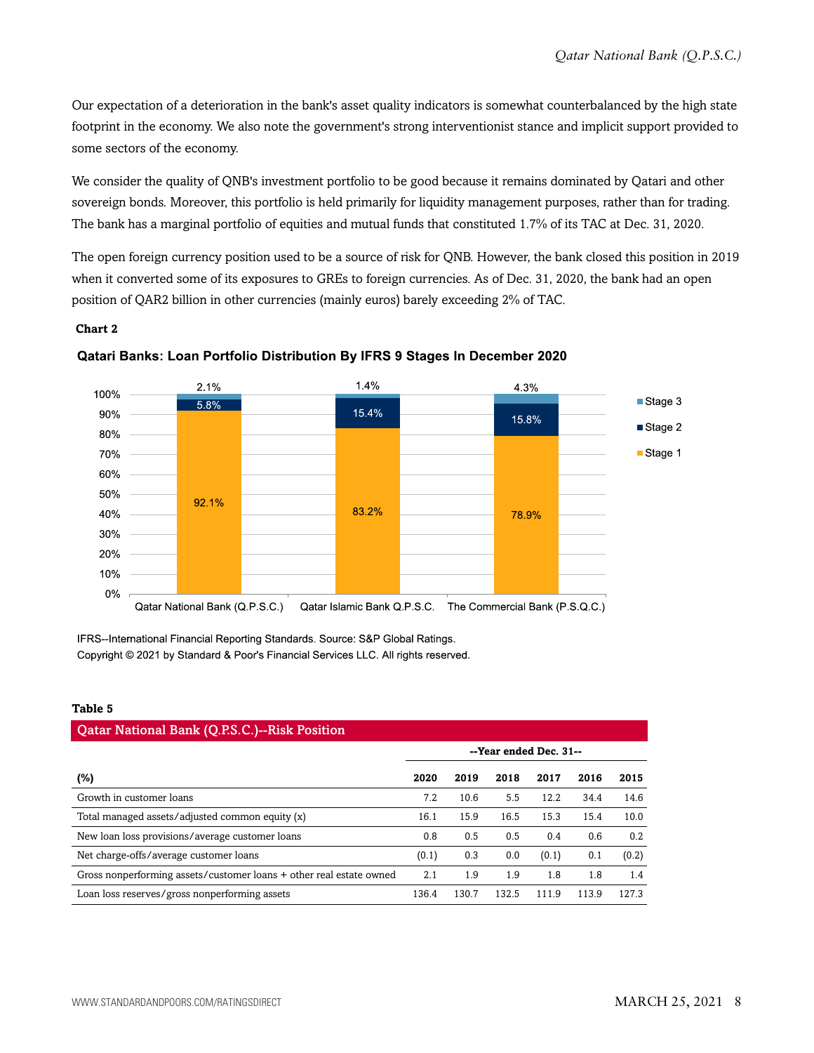Our expectation of a deterioration in the bank's asset quality indicators is somewhat counterbalanced by the high state footprint in the economy. We also note the government's strong interventionist stance and implicit support provided to some sectors of the economy.

We consider the quality of QNB's investment portfolio to be good because it remains dominated by Qatari and other sovereign bonds. Moreover, this portfolio is held primarily for liquidity management purposes, rather than for trading. The bank has a marginal portfolio of equities and mutual funds that constituted 1.7% of its TAC at Dec. 31, 2020.

The open foreign currency position used to be a source of risk for QNB. However, the bank closed this position in 2019 when it converted some of its exposures to GREs to foreign currencies. As of Dec. 31, 2020, the bank had an open position of QAR2 billion in other currencies (mainly euros) barely exceeding 2% of TAC.

**Chart 2**

**Qatari Banks: Loan Portfolio Distribution By IFRS 9 Stages In December 2020**

| | Stage 1 | Stage 2 | Stage 3 |
|---|---|---|---|
| Qatar National Bank (Q.P.S.C.) | 92.1% | 5.8% | 2.1% |
| Qatar Islamic Bank Q.P.S.C. | 83.2% | 15.4% | 1.4% |
| The Commercial Bank (P.S.Q.C.) | 78.9% | 15.8% | 4.3% |

IFRS--International Financial Reporting Standards. Source: S&P Global Ratings.
Copyright © 2021 by Standard & Poor's Financial Services LLC. All rights reserved.

**Table 5**

**Qatar National Bank (Q.P.S.C.)--Risk Position**

| | --Year ended Dec. 31-- | | | | | |
|---|---|---|---|---|---|---|
| **(%)** | **2020** | **2019** | **2018** | **2017** | **2016** | **2015** |
| Growth in customer loans | 7.2 | 10.6 | 5.5 | 12.2 | 34.4 | 14.6 |
| Total managed assets/adjusted common equity (x) | 16.1 | 15.9 | 16.5 | 15.3 | 15.4 | 10.0 |
| New loan loss provisions/average customer loans | 0.8 | 0.5 | 0.5 | 0.4 | 0.6 | 0.2 |
| Net charge-offs/average customer loans | (0.1) | 0.3 | 0.0 | (0.1) | 0.1 | (0.2) |
| Gross nonperforming assets/customer loans + other real estate owned | 2.1 | 1.9 | 1.9 | 1.8 | 1.8 | 1.4 |
| Loan loss reserves/gross nonperforming assets | 136.4 | 130.7 | 132.5 | 111.9 | 113.9 | 127.3 |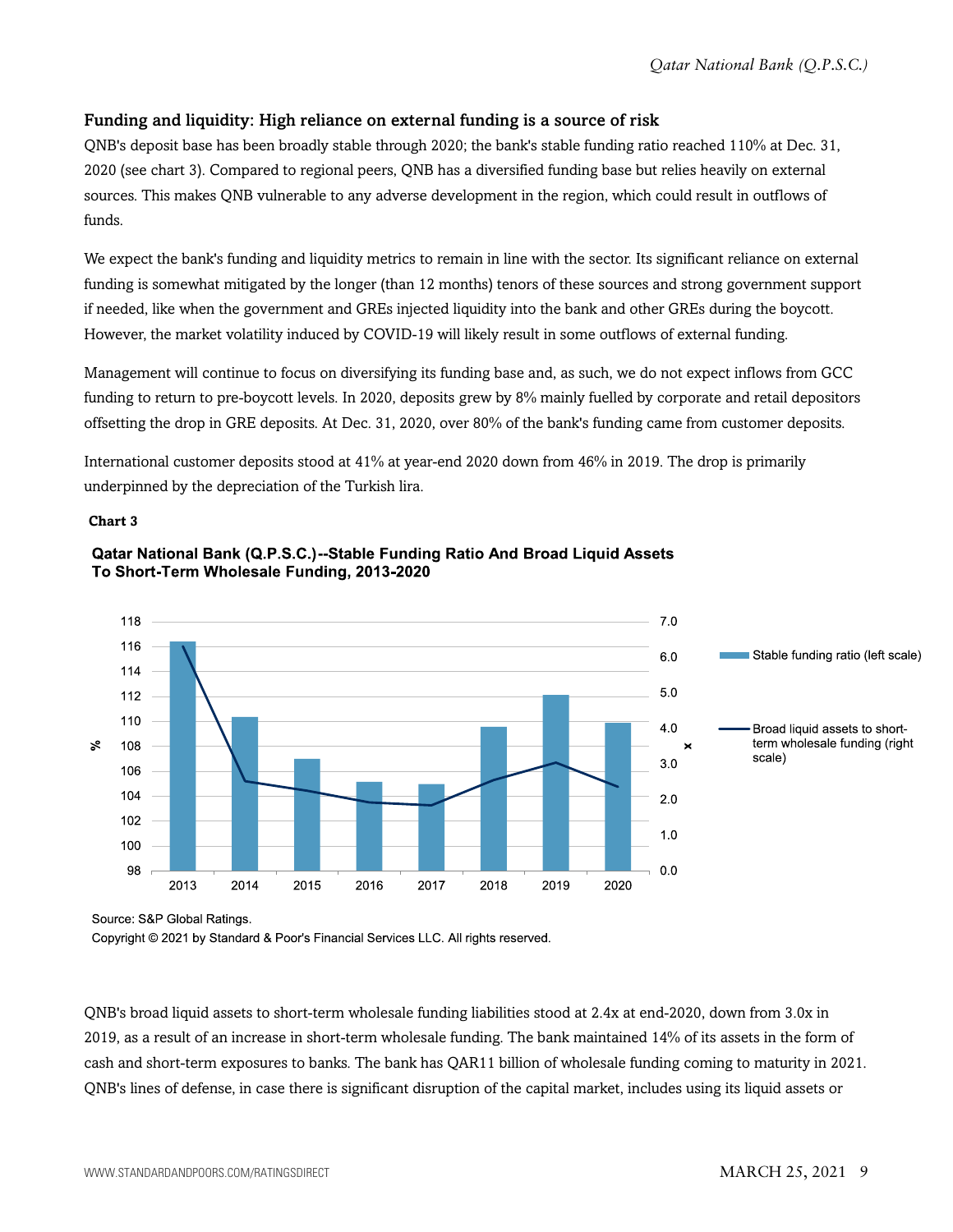### Funding and liquidity: High reliance on external funding is a source of risk

QNB's deposit base has been broadly stable through 2020; the bank's stable funding ratio reached 110% at Dec. 31, 2020 (see chart 3). Compared to regional peers, QNB has a diversified funding base but relies heavily on external sources. This makes QNB vulnerable to any adverse development in the region, which could result in outflows of funds.

We expect the bank's funding and liquidity metrics to remain in line with the sector. Its significant reliance on external funding is somewhat mitigated by the longer (than 12 months) tenors of these sources and strong government support if needed, like when the government and GREs injected liquidity into the bank and other GREs during the boycott. However, the market volatility induced by COVID-19 will likely result in some outflows of external funding.

Management will continue to focus on diversifying its funding base and, as such, we do not expect inflows from GCC funding to return to pre-boycott levels. In 2020, deposits grew by 8% mainly fuelled by corporate and retail depositors offsetting the drop in GRE deposits. At Dec. 31, 2020, over 80% of the bank's funding came from customer deposits.

International customer deposits stood at 41% at year-end 2020 down from 46% in 2019. The drop is primarily underpinned by the depreciation of the Turkish lira.

**Chart 3**

**Qatar National Bank (Q.P.S.C.)--Stable Funding Ratio And Broad Liquid Assets To Short-Term Wholesale Funding, 2013-2020**

Source: S&P Global Ratings.

Copyright © 2021 by Standard & Poor's Financial Services LLC. All rights reserved.

QNB's broad liquid assets to short-term wholesale funding liabilities stood at 2.4x at end-2020, down from 3.0x in 2019, as a result of an increase in short-term wholesale funding. The bank maintained 14% of its assets in the form of cash and short-term exposures to banks. The bank has QAR11 billion of wholesale funding coming to maturity in 2021. QNB's lines of defense, in case there is significant disruption of the capital market, includes using its liquid assets or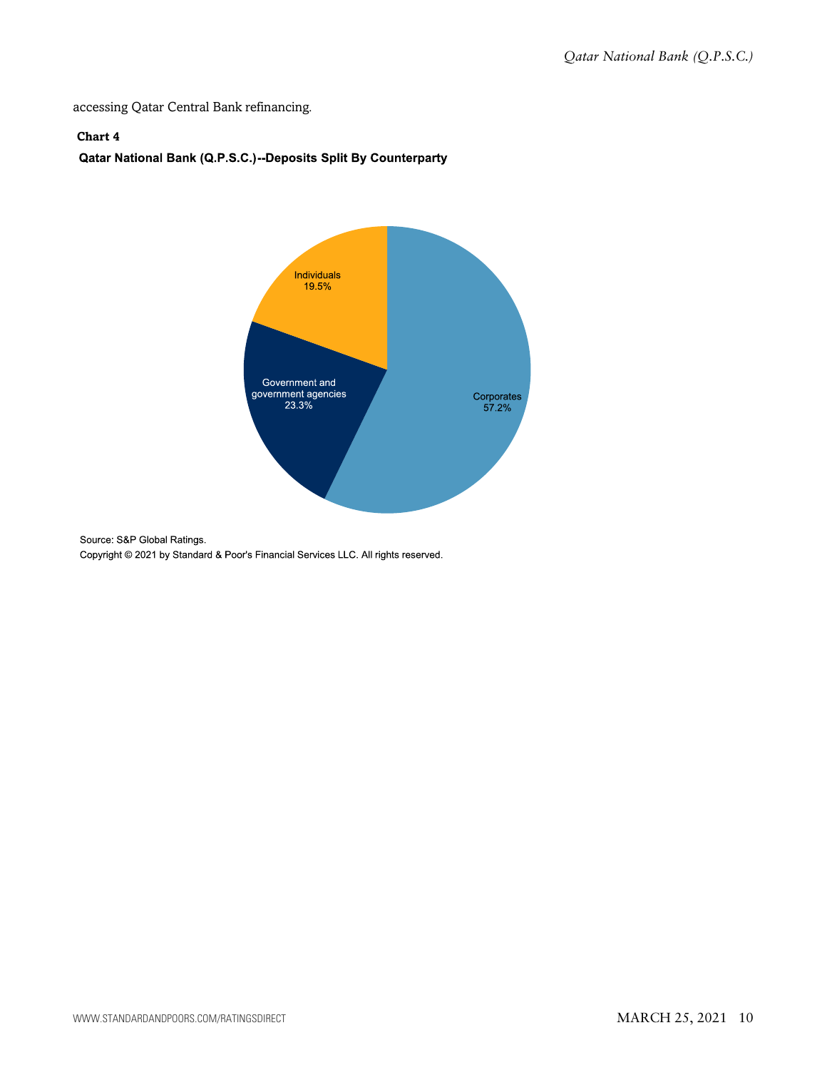accessing Qatar Central Bank refinancing.

**Chart 4**

**Qatar National Bank (Q.P.S.C.)--Deposits Split By Counterparty**

Individuals 19.5%

Government and government agencies 23.3%

Corporates 57.2%

Source: S&P Global Ratings.

Copyright © 2021 by Standard & Poor's Financial Services LLC. All rights reserved.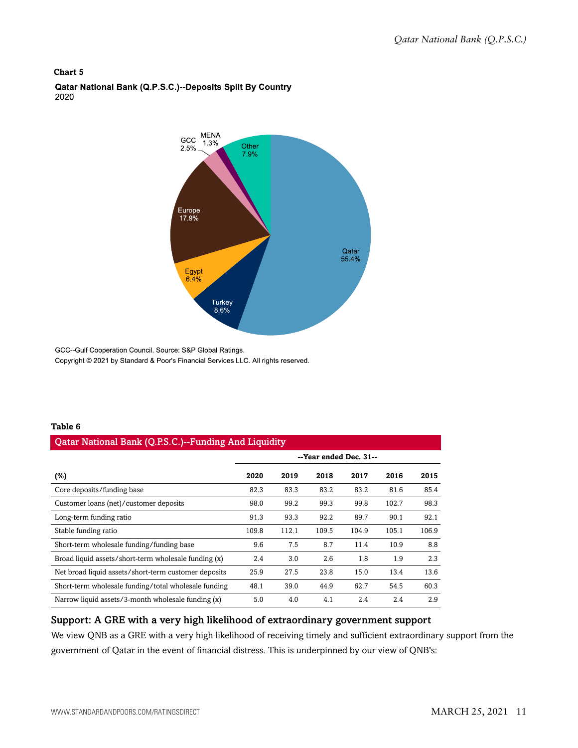**Chart 5**

**Qatar National Bank (Q.P.S.C.)--Deposits Split By Country**
2020

GCC--Gulf Cooperation Council. Source: S&P Global Ratings.
Copyright © 2021 by Standard & Poor's Financial Services LLC. All rights reserved.

**Table 6**

**Qatar National Bank (Q.P.S.C.)--Funding And Liquidity**

| | --Year ended Dec. 31-- | | | | | |
|---|---|---|---|---|---|---|
| **(%)** | **2020** | **2019** | **2018** | **2017** | **2016** | **2015** |
| Core deposits/funding base | 82.3 | 83.3 | 83.2 | 83.2 | 81.6 | 85.4 |
| Customer loans (net)/customer deposits | 98.0 | 99.2 | 99.3 | 99.8 | 102.7 | 98.3 |
| Long-term funding ratio | 91.3 | 93.3 | 92.2 | 89.7 | 90.1 | 92.1 |
| Stable funding ratio | 109.8 | 112.1 | 109.5 | 104.9 | 105.1 | 106.9 |
| Short-term wholesale funding/funding base | 9.6 | 7.5 | 8.7 | 11.4 | 10.9 | 8.8 |
| Broad liquid assets/short-term wholesale funding (x) | 2.4 | 3.0 | 2.6 | 1.8 | 1.9 | 2.3 |
| Net broad liquid assets/short-term customer deposits | 25.9 | 27.5 | 23.8 | 15.0 | 13.4 | 13.6 |
| Short-term wholesale funding/total wholesale funding | 48.1 | 39.0 | 44.9 | 62.7 | 54.5 | 60.3 |
| Narrow liquid assets/3-month wholesale funding (x) | 5.0 | 4.0 | 4.1 | 2.4 | 2.4 | 2.9 |

## Support: A GRE with a very high likelihood of extraordinary government support

We view QNB as a GRE with a very high likelihood of receiving timely and sufficient extraordinary support from the government of Qatar in the event of financial distress. This is underpinned by our view of QNB's: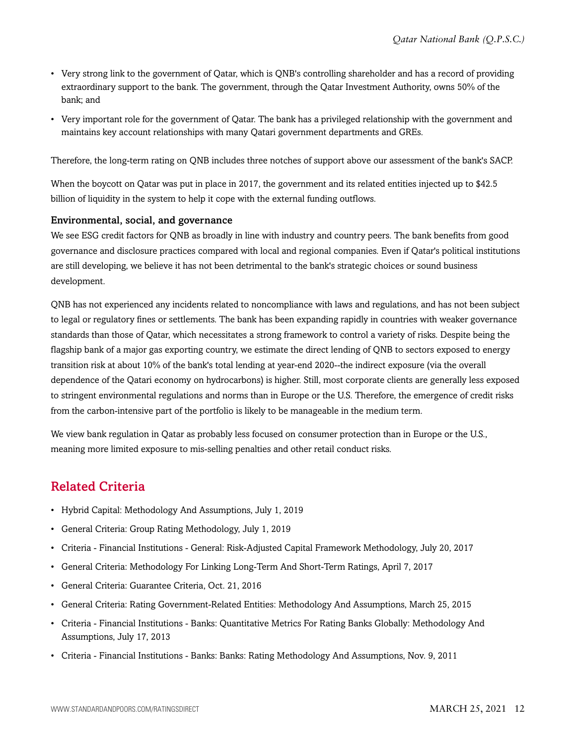- Very strong link to the government of Qatar, which is QNB's controlling shareholder and has a record of providing extraordinary support to the bank. The government, through the Qatar Investment Authority, owns 50% of the bank; and
- Very important role for the government of Qatar. The bank has a privileged relationship with the government and maintains key account relationships with many Qatari government departments and GREs.

Therefore, the long-term rating on QNB includes three notches of support above our assessment of the bank's SACP.

When the boycott on Qatar was put in place in 2017, the government and its related entities injected up to $42.5 billion of liquidity in the system to help it cope with the external funding outflows.

### Environmental, social, and governance

We see ESG credit factors for QNB as broadly in line with industry and country peers. The bank benefits from good governance and disclosure practices compared with local and regional companies. Even if Qatar's political institutions are still developing, we believe it has not been detrimental to the bank's strategic choices or sound business development.

QNB has not experienced any incidents related to noncompliance with laws and regulations, and has not been subject to legal or regulatory fines or settlements. The bank has been expanding rapidly in countries with weaker governance standards than those of Qatar, which necessitates a strong framework to control a variety of risks. Despite being the flagship bank of a major gas exporting country, we estimate the direct lending of QNB to sectors exposed to energy transition risk at about 10% of the bank's total lending at year-end 2020--the indirect exposure (via the overall dependence of the Qatari economy on hydrocarbons) is higher. Still, most corporate clients are generally less exposed to stringent environmental regulations and norms than in Europe or the U.S. Therefore, the emergence of credit risks from the carbon-intensive part of the portfolio is likely to be manageable in the medium term.

We view bank regulation in Qatar as probably less focused on consumer protection than in Europe or the U.S., meaning more limited exposure to mis-selling penalties and other retail conduct risks.

## Related Criteria

- Hybrid Capital: Methodology And Assumptions, July 1, 2019
- General Criteria: Group Rating Methodology, July 1, 2019
- Criteria - Financial Institutions - General: Risk-Adjusted Capital Framework Methodology, July 20, 2017
- General Criteria: Methodology For Linking Long-Term And Short-Term Ratings, April 7, 2017
- General Criteria: Guarantee Criteria, Oct. 21, 2016
- General Criteria: Rating Government-Related Entities: Methodology And Assumptions, March 25, 2015
- Criteria - Financial Institutions - Banks: Quantitative Metrics For Rating Banks Globally: Methodology And Assumptions, July 17, 2013
- Criteria - Financial Institutions - Banks: Banks: Rating Methodology And Assumptions, Nov. 9, 2011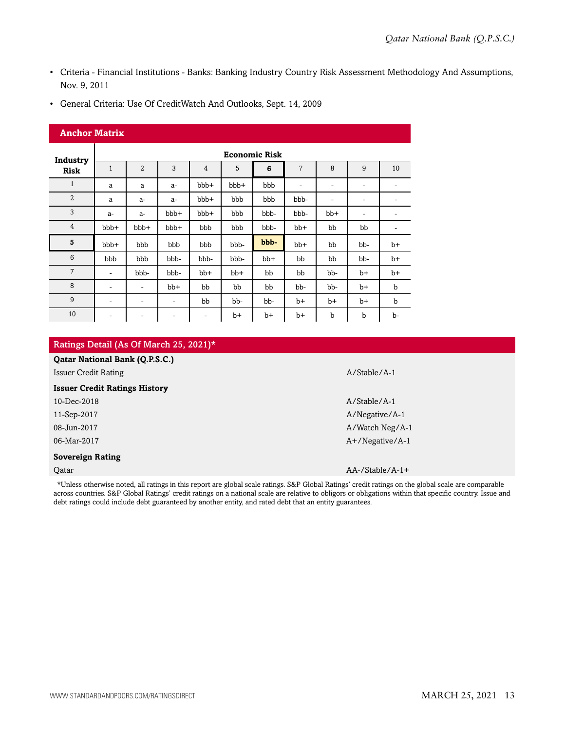- Criteria - Financial Institutions - Banks: Banking Industry Country Risk Assessment Methodology And Assumptions, Nov. 9, 2011
- General Criteria: Use Of CreditWatch And Outlooks, Sept. 14, 2009

**Anchor Matrix**

| Industry Risk | Economic Risk | | | | | | | | | |
|---|---|---|---|---|---|---|---|---|---|---|
| | 1 | 2 | 3 | 4 | 5 | **6** | 7 | 8 | 9 | 10 |
| 1 | a | a | a- | bbb+ | bbb+ | bbb | - | - | - | - |
| 2 | a | a- | a- | bbb+ | bbb | bbb | bbb- | - | - | - |
| 3 | a- | a- | bbb+ | bbb+ | bbb | bbb- | bbb- | bb+ | - | - |
| 4 | bbb+ | bbb+ | bbb+ | bbb | bbb | bbb- | bb+ | bb | bb | - |
| **5** | bbb+ | bbb | bbb | bbb | bbb- | **bbb-** | bb+ | bb | bb- | b+ |
| 6 | bbb | bbb | bbb- | bbb- | bbb- | bb+ | bb | bb | bb- | b+ |
| 7 | - | bbb- | bbb- | bb+ | bb+ | bb | bb | bb- | b+ | b+ |
| 8 | - | - | bb+ | bb | bb | bb | bb- | bb- | b+ | b |
| 9 | - | - | - | bb | bb- | bb- | b+ | b+ | b+ | b |
| 10 | - | - | - | - | b+ | b+ | b+ | b | b | b- |

## Ratings Detail (As Of March 25, 2021)*

| | |
|---|---|
| **Qatar National Bank (Q.P.S.C.)** | |
| Issuer Credit Rating | A/Stable/A-1 |
| **Issuer Credit Ratings History** | |
| 10-Dec-2018 | A/Stable/A-1 |
| 11-Sep-2017 | A/Negative/A-1 |
| 08-Jun-2017 | A/Watch Neg/A-1 |
| 06-Mar-2017 | A+/Negative/A-1 |
| **Sovereign Rating** | |
| Qatar | AA-/Stable/A-1+ |

*Unless otherwise noted, all ratings in this report are global scale ratings. S&P Global Ratings' credit ratings on the global scale are comparable across countries. S&P Global Ratings' credit ratings on a national scale are relative to obligors or obligations within that specific country. Issue and debt ratings could include debt guaranteed by another entity, and rated debt that an entity guarantees.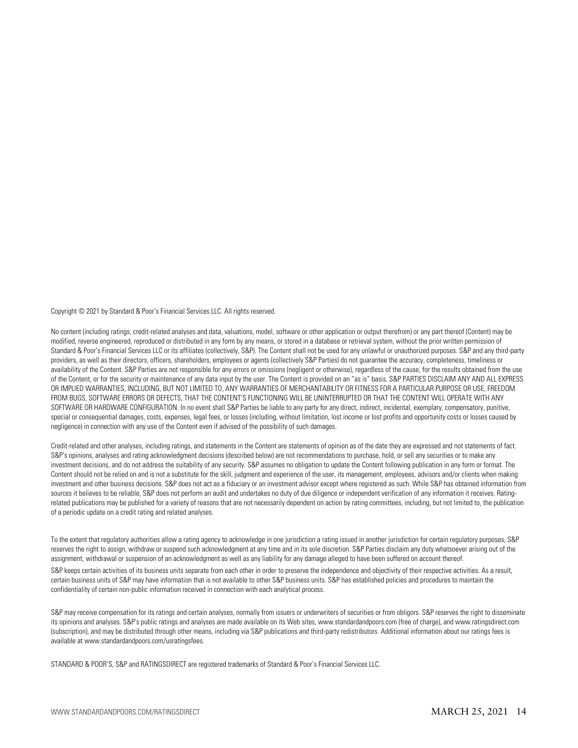Copyright © 2021 by Standard & Poor's Financial Services LLC. All rights reserved.

No content (including ratings, credit-related analyses and data, valuations, model, software or other application or output therefrom) or any part thereof (Content) may be modified, reverse engineered, reproduced or distributed in any form by any means, or stored in a database or retrieval system, without the prior written permission of Standard & Poor's Financial Services LLC or its affiliates (collectively, S&P). The Content shall not be used for any unlawful or unauthorized purposes. S&P and any third-party providers, as well as their directors, officers, shareholders, employees or agents (collectively S&P Parties) do not guarantee the accuracy, completeness, timeliness or availability of the Content. S&P Parties are not responsible for any errors or omissions (negligent or otherwise), regardless of the cause, for the results obtained from the use of the Content, or for the security or maintenance of any data input by the user. The Content is provided on an "as is" basis. S&P PARTIES DISCLAIM ANY AND ALL EXPRESS OR IMPLIED WARRANTIES, INCLUDING, BUT NOT LIMITED TO, ANY WARRANTIES OF MERCHANTABILITY OR FITNESS FOR A PARTICULAR PURPOSE OR USE, FREEDOM FROM BUGS, SOFTWARE ERRORS OR DEFECTS, THAT THE CONTENT'S FUNCTIONING WILL BE UNINTERRUPTED OR THAT THE CONTENT WILL OPERATE WITH ANY SOFTWARE OR HARDWARE CONFIGURATION. In no event shall S&P Parties be liable to any party for any direct, indirect, incidental, exemplary, compensatory, punitive, special or consequential damages, costs, expenses, legal fees, or losses (including, without limitation, lost income or lost profits and opportunity costs or losses caused by negligence) in connection with any use of the Content even if advised of the possibility of such damages.

Credit-related and other analyses, including ratings, and statements in the Content are statements of opinion as of the date they are expressed and not statements of fact. S&P's opinions, analyses and rating acknowledgment decisions (described below) are not recommendations to purchase, hold, or sell any securities or to make any investment decisions, and do not address the suitability of any security. S&P assumes no obligation to update the Content following publication in any form or format. The Content should not be relied on and is not a substitute for the skill, judgment and experience of the user, its management, employees, advisors and/or clients when making investment and other business decisions. S&P does not act as a fiduciary or an investment advisor except where registered as such. While S&P has obtained information from sources it believes to be reliable, S&P does not perform an audit and undertakes no duty of due diligence or independent verification of any information it receives. Rating-related publications may be published for a variety of reasons that are not necessarily dependent on action by rating committees, including, but not limited to, the publication of a periodic update on a credit rating and related analyses.

To the extent that regulatory authorities allow a rating agency to acknowledge in one jurisdiction a rating issued in another jurisdiction for certain regulatory purposes, S&P reserves the right to assign, withdraw or suspend such acknowledgment at any time and in its sole discretion. S&P Parties disclaim any duty whatsoever arising out of the assignment, withdrawal or suspension of an acknowledgment as well as any liability for any damage alleged to have been suffered on account thereof.

S&P keeps certain activities of its business units separate from each other in order to preserve the independence and objectivity of their respective activities. As a result, certain business units of S&P may have information that is not available to other S&P business units. S&P has established policies and procedures to maintain the confidentiality of certain non-public information received in connection with each analytical process.

S&P may receive compensation for its ratings and certain analyses, normally from issuers or underwriters of securities or from obligors. S&P reserves the right to disseminate its opinions and analyses. S&P's public ratings and analyses are made available on its Web sites, www.standardandpoors.com (free of charge), and www.ratingsdirect.com (subscription), and may be distributed through other means, including via S&P publications and third-party redistributors. Additional information about our ratings fees is available at www.standardandpoors.com/usratingsfees.

STANDARD & POOR'S, S&P and RATINGSDIRECT are registered trademarks of Standard & Poor's Financial Services LLC.